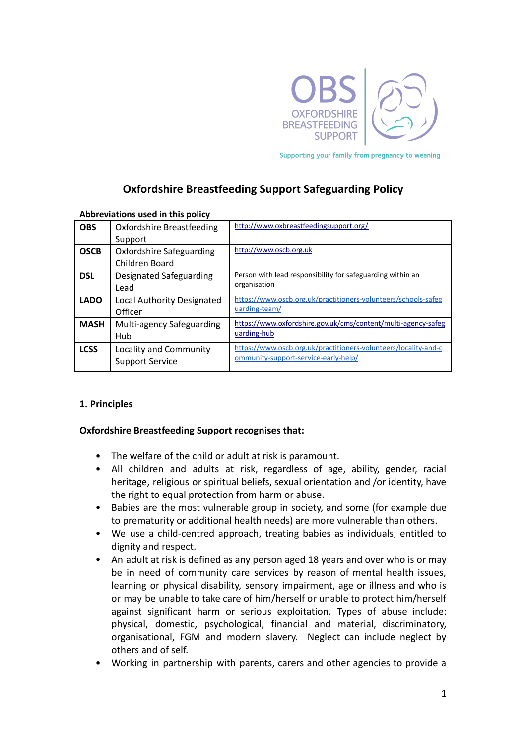OBS
OXFORDSHIRE BREASTFEEDING SUPPORT

Supporting your family from pregnancy to weaning

# Oxfordshire Breastfeeding Support Safeguarding Policy

**Abbreviations used in this policy**

| | | |
|---|---|---|
| **OBS** | Oxfordshire Breastfeeding Support | http://www.oxbreastfeedingsupport.org/ |
| **OSCB** | Oxfordshire Safeguarding Children Board | http://www.oscb.org.uk |
| **DSL** | Designated Safeguarding Lead | Person with lead responsibility for safeguarding within an organisation |
| **LADO** | Local Authority Designated Officer | https://www.oscb.org.uk/practitioners-volunteers/schools-safeguarding-team/ |
| **MASH** | Multi-agency Safeguarding Hub | https://www.oxfordshire.gov.uk/cms/content/multi-agency-safeguarding-hub |
| **LCSS** | Locality and Community Support Service | https://www.oscb.org.uk/practitioners-volunteers/locality-and-community-support-service-early-help/ |

## 1. Principles

**Oxfordshire Breastfeeding Support recognises that:**

- The welfare of the child or adult at risk is paramount.
- All children and adults at risk, regardless of age, ability, gender, racial heritage, religious or spiritual beliefs, sexual orientation and /or identity, have the right to equal protection from harm or abuse.
- Babies are the most vulnerable group in society, and some (for example due to prematurity or additional health needs) are more vulnerable than others.
- We use a child-centred approach, treating babies as individuals, entitled to dignity and respect.
- An adult at risk is defined as any person aged 18 years and over who is or may be in need of community care services by reason of mental health issues, learning or physical disability, sensory impairment, age or illness and who is or may be unable to take care of him/herself or unable to protect him/herself against significant harm or serious exploitation. Types of abuse include: physical, domestic, psychological, financial and material, discriminatory, organisational, FGM and modern slavery. Neglect can include neglect by others and of self.
- Working in partnership with parents, carers and other agencies to provide a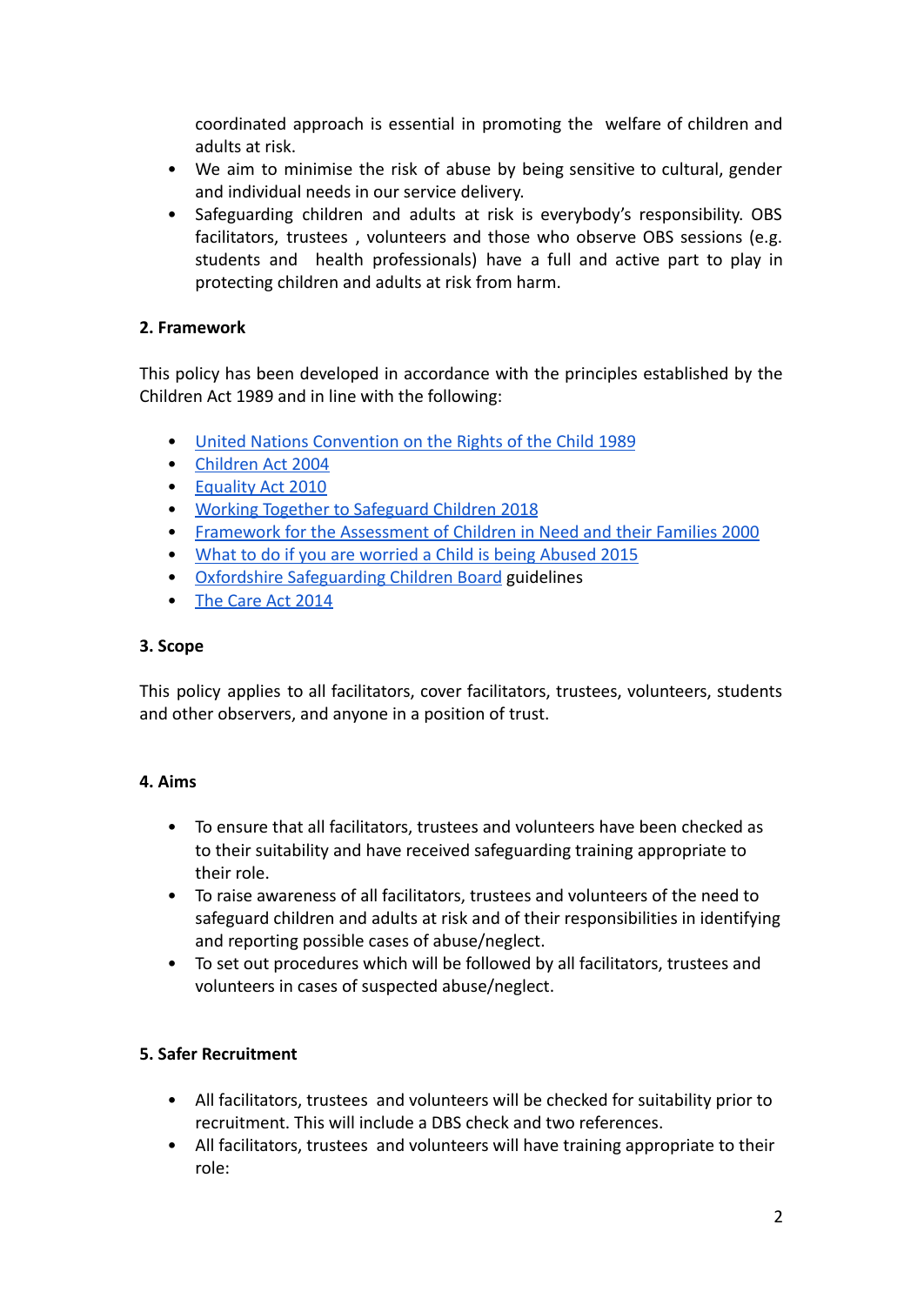coordinated approach is essential in promoting the welfare of children and adults at risk.

- We aim to minimise the risk of abuse by being sensitive to cultural, gender and individual needs in our service delivery.
- Safeguarding children and adults at risk is everybody's responsibility. OBS facilitators, trustees , volunteers and those who observe OBS sessions (e.g. students and health professionals) have a full and active part to play in protecting children and adults at risk from harm.

**2. Framework**

This policy has been developed in accordance with the principles established by the Children Act 1989 and in line with the following:

- United Nations Convention on the Rights of the Child 1989
- Children Act 2004
- Equality Act 2010
- Working Together to Safeguard Children 2018
- Framework for the Assessment of Children in Need and their Families 2000
- What to do if you are worried a Child is being Abused 2015
- Oxfordshire Safeguarding Children Board guidelines
- The Care Act 2014

**3. Scope**

This policy applies to all facilitators, cover facilitators, trustees, volunteers, students and other observers, and anyone in a position of trust.

**4. Aims**

- To ensure that all facilitators, trustees and volunteers have been checked as to their suitability and have received safeguarding training appropriate to their role.
- To raise awareness of all facilitators, trustees and volunteers of the need to safeguard children and adults at risk and of their responsibilities in identifying and reporting possible cases of abuse/neglect.
- To set out procedures which will be followed by all facilitators, trustees and volunteers in cases of suspected abuse/neglect.

**5. Safer Recruitment**

- All facilitators, trustees and volunteers will be checked for suitability prior to recruitment. This will include a DBS check and two references.
- All facilitators, trustees and volunteers will have training appropriate to their role: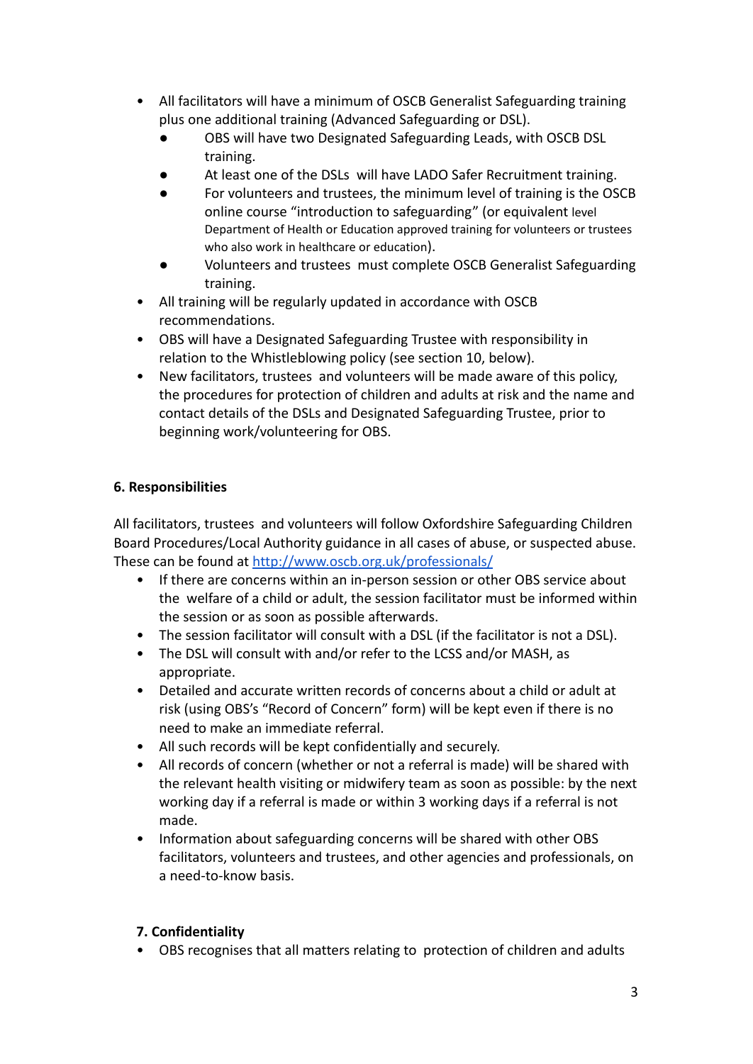- All facilitators will have a minimum of OSCB Generalist Safeguarding training plus one additional training (Advanced Safeguarding or DSL).
    - OBS will have two Designated Safeguarding Leads, with OSCB DSL training.
    - At least one of the DSLs will have LADO Safer Recruitment training.
    - For volunteers and trustees, the minimum level of training is the OSCB online course "introduction to safeguarding" (or equivalent level Department of Health or Education approved training for volunteers or trustees who also work in healthcare or education).
    - Volunteers and trustees must complete OSCB Generalist Safeguarding training.
- All training will be regularly updated in accordance with OSCB recommendations.
- OBS will have a Designated Safeguarding Trustee with responsibility in relation to the Whistleblowing policy (see section 10, below).
- New facilitators, trustees and volunteers will be made aware of this policy, the procedures for protection of children and adults at risk and the name and contact details of the DSLs and Designated Safeguarding Trustee, prior to beginning work/volunteering for OBS.

**6. Responsibilities**

All facilitators, trustees and volunteers will follow Oxfordshire Safeguarding Children Board Procedures/Local Authority guidance in all cases of abuse, or suspected abuse. These can be found at [http://www.oscb.org.uk/professionals/](http://www.oscb.org.uk/professionals/)

- If there are concerns within an in-person session or other OBS service about the welfare of a child or adult, the session facilitator must be informed within the session or as soon as possible afterwards.
- The session facilitator will consult with a DSL (if the facilitator is not a DSL).
- The DSL will consult with and/or refer to the LCSS and/or MASH, as appropriate.
- Detailed and accurate written records of concerns about a child or adult at risk (using OBS's "Record of Concern" form) will be kept even if there is no need to make an immediate referral.
- All such records will be kept confidentially and securely.
- All records of concern (whether or not a referral is made) will be shared with the relevant health visiting or midwifery team as soon as possible: by the next working day if a referral is made or within 3 working days if a referral is not made.
- Information about safeguarding concerns will be shared with other OBS facilitators, volunteers and trustees, and other agencies and professionals, on a need-to-know basis.

**7. Confidentiality**

- OBS recognises that all matters relating to protection of children and adults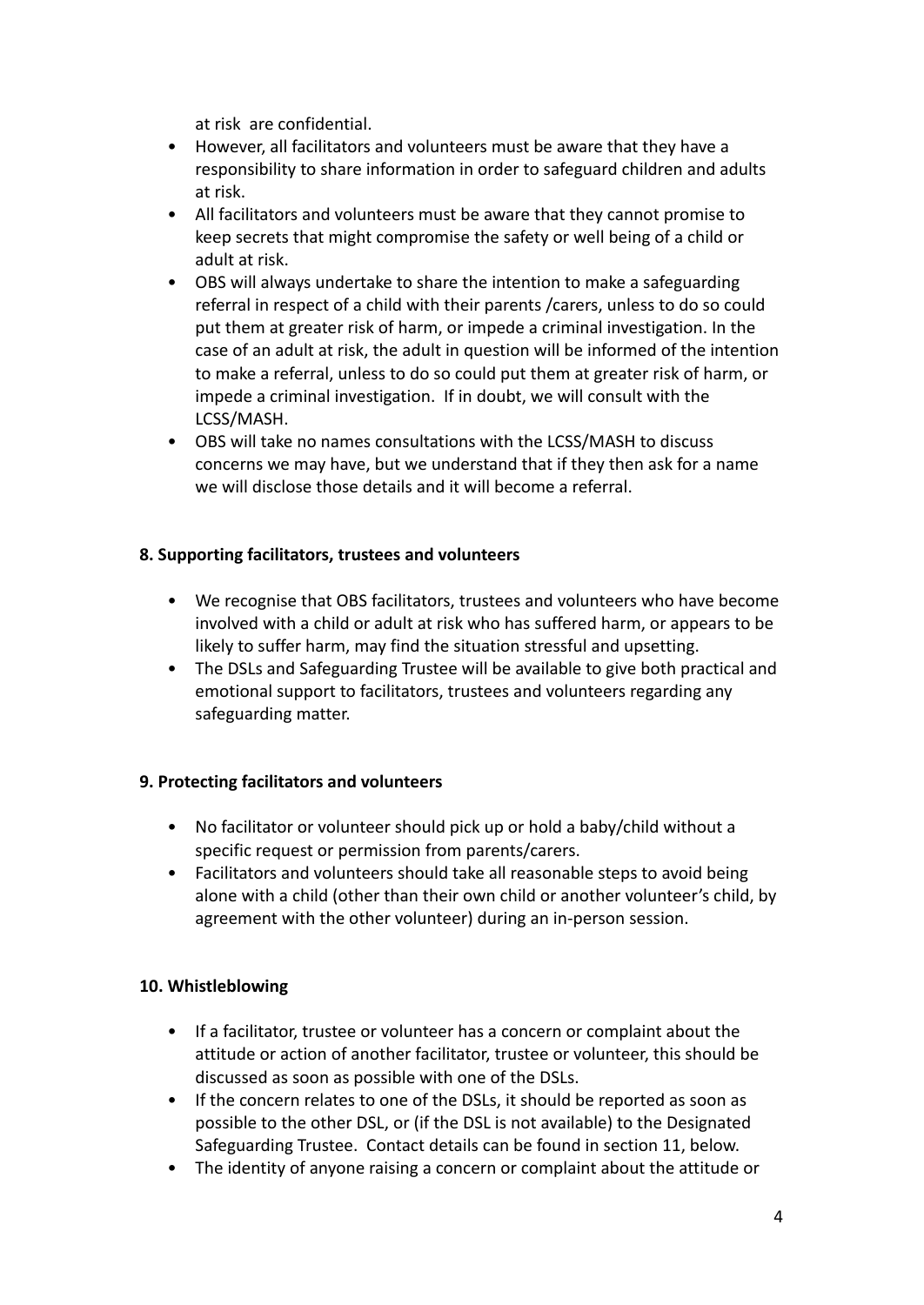at risk are confidential.

- However, all facilitators and volunteers must be aware that they have a responsibility to share information in order to safeguard children and adults at risk.
- All facilitators and volunteers must be aware that they cannot promise to keep secrets that might compromise the safety or well being of a child or adult at risk.
- OBS will always undertake to share the intention to make a safeguarding referral in respect of a child with their parents /carers, unless to do so could put them at greater risk of harm, or impede a criminal investigation. In the case of an adult at risk, the adult in question will be informed of the intention to make a referral, unless to do so could put them at greater risk of harm, or impede a criminal investigation. If in doubt, we will consult with the LCSS/MASH.
- OBS will take no names consultations with the LCSS/MASH to discuss concerns we may have, but we understand that if they then ask for a name we will disclose those details and it will become a referral.

**8. Supporting facilitators, trustees and volunteers**

- We recognise that OBS facilitators, trustees and volunteers who have become involved with a child or adult at risk who has suffered harm, or appears to be likely to suffer harm, may find the situation stressful and upsetting.
- The DSLs and Safeguarding Trustee will be available to give both practical and emotional support to facilitators, trustees and volunteers regarding any safeguarding matter.

**9. Protecting facilitators and volunteers**

- No facilitator or volunteer should pick up or hold a baby/child without a specific request or permission from parents/carers.
- Facilitators and volunteers should take all reasonable steps to avoid being alone with a child (other than their own child or another volunteer's child, by agreement with the other volunteer) during an in-person session.

**10. Whistleblowing**

- If a facilitator, trustee or volunteer has a concern or complaint about the attitude or action of another facilitator, trustee or volunteer, this should be discussed as soon as possible with one of the DSLs.
- If the concern relates to one of the DSLs, it should be reported as soon as possible to the other DSL, or (if the DSL is not available) to the Designated Safeguarding Trustee. Contact details can be found in section 11, below.
- The identity of anyone raising a concern or complaint about the attitude or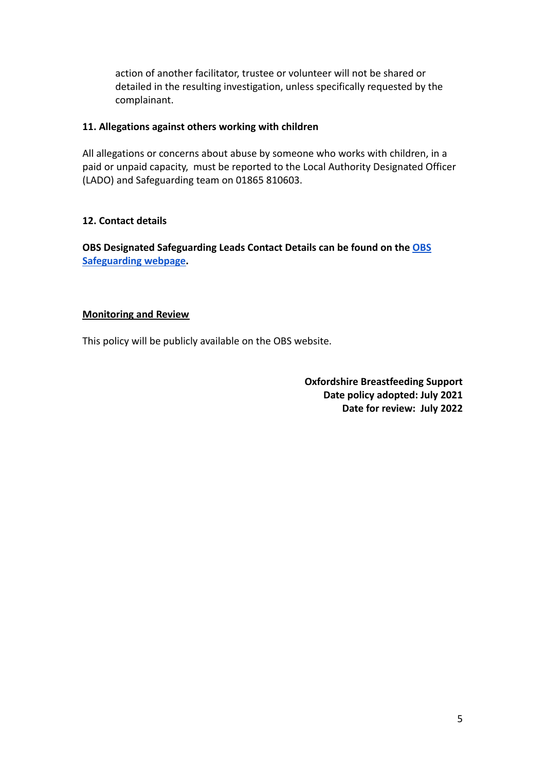action of another facilitator, trustee or volunteer will not be shared or detailed in the resulting investigation, unless specifically requested by the complainant.

### 11. Allegations against others working with children

All allegations or concerns about abuse by someone who works with children, in a paid or unpaid capacity, must be reported to the Local Authority Designated Officer (LADO) and Safeguarding team on 01865 810603.

### 12. Contact details

**OBS Designated Safeguarding Leads Contact Details can be found on the OBS Safeguarding webpage.**

## Monitoring and Review

This policy will be publicly available on the OBS website.

**Oxfordshire Breastfeeding Support**
**Date policy adopted: July 2021**
**Date for review: July 2022**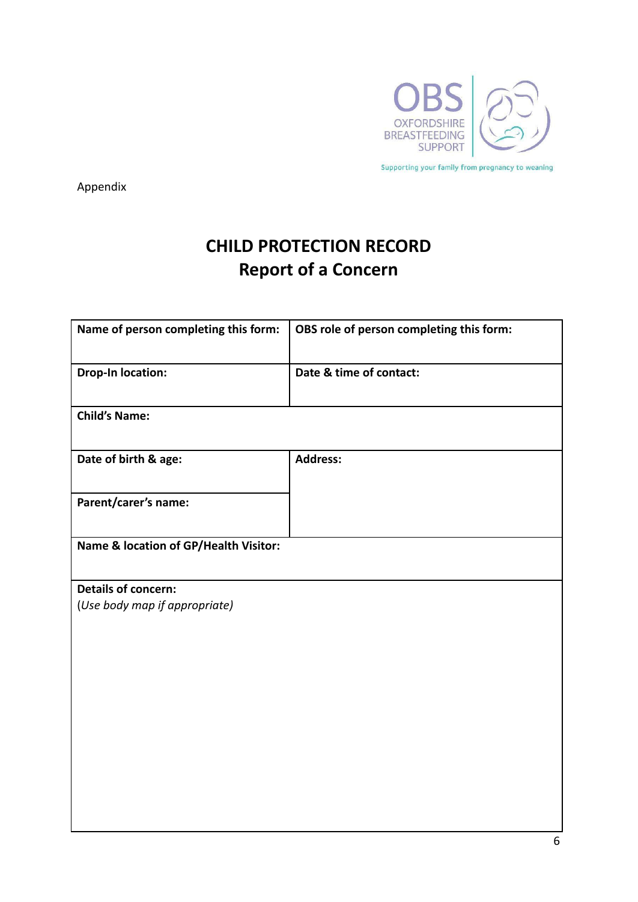Appendix

# CHILD PROTECTION RECORD
## Report of a Concern

| **Name of person completing this form:** | **OBS role of person completing this form:** |
|---|---|
| **Drop-In location:** | **Date & time of contact:** |
| **Child's Name:** | |
| **Date of birth & age:** | **Address:** |
| **Parent/carer's name:** | |
| **Name & location of GP/Health Visitor:** | |
| **Details of concern:** (*Use body map if appropriate)* | |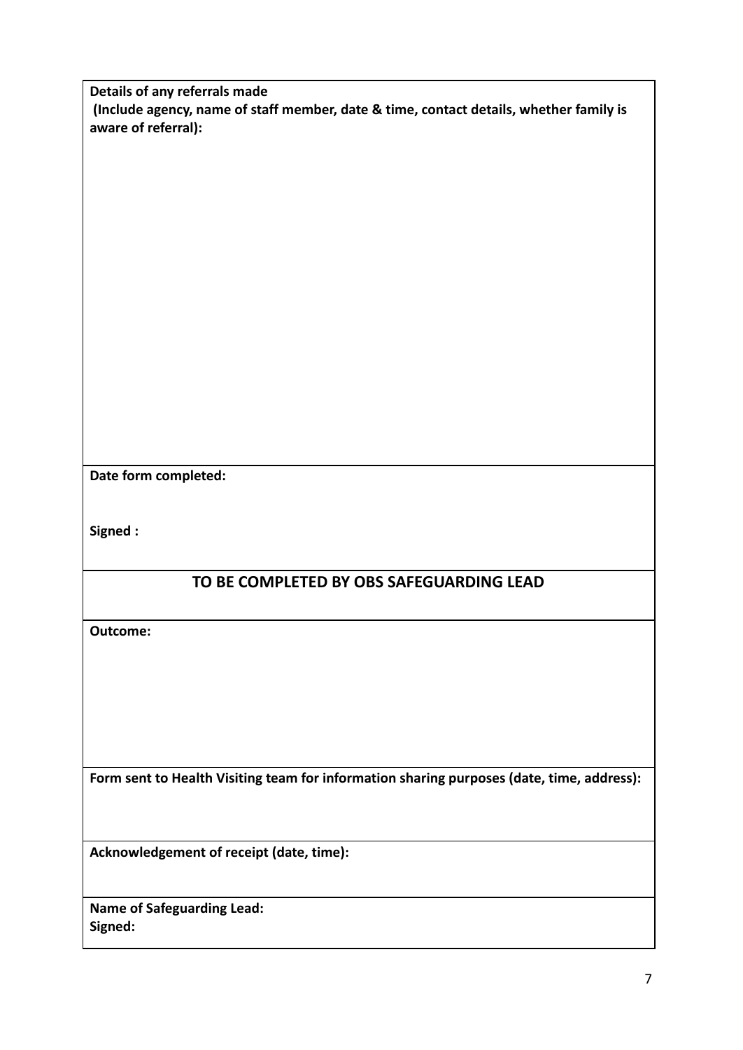**Details of any referrals made**
**(Include agency, name of staff member, date & time, contact details, whether family is aware of referral):**

**Date form completed:**

**Signed :**

## TO BE COMPLETED BY OBS SAFEGUARDING LEAD

**Outcome:**

**Form sent to Health Visiting team for information sharing purposes (date, time, address):**

**Acknowledgement of receipt (date, time):**

**Name of Safeguarding Lead:**
**Signed:**